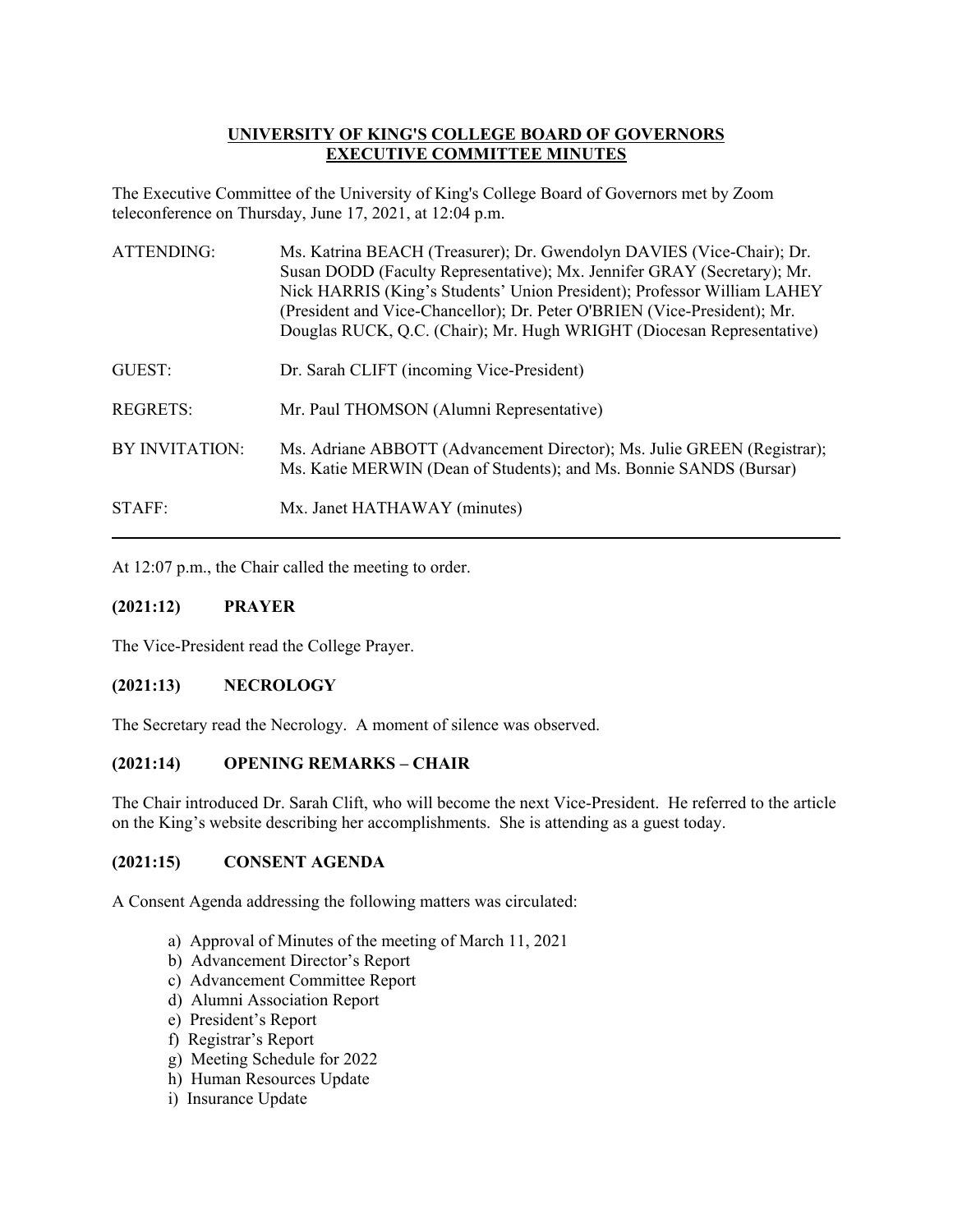# UNIVERSITY OF KING'S COLLEGE BOARD OF GOVERNORS
# EXECUTIVE COMMITTEE MINUTES

The Executive Committee of the University of King's College Board of Governors met by Zoom teleconference on Thursday, June 17, 2021, at 12:04 p.m.

| | |
|---|---|
| ATTENDING: | Ms. Katrina BEACH (Treasurer); Dr. Gwendolyn DAVIES (Vice-Chair); Dr. Susan DODD (Faculty Representative); Mx. Jennifer GRAY (Secretary); Mr. Nick HARRIS (King's Students' Union President); Professor William LAHEY (President and Vice-Chancellor); Dr. Peter O'BRIEN (Vice-President); Mr. Douglas RUCK, Q.C. (Chair); Mr. Hugh WRIGHT (Diocesan Representative) |
| GUEST: | Dr. Sarah CLIFT (incoming Vice-President) |
| REGRETS: | Mr. Paul THOMSON (Alumni Representative) |
| BY INVITATION: | Ms. Adriane ABBOTT (Advancement Director); Ms. Julie GREEN (Registrar); Ms. Katie MERWIN (Dean of Students); and Ms. Bonnie SANDS (Bursar) |
| STAFF: | Mx. Janet HATHAWAY (minutes) |

---

At 12:07 p.m., the Chair called the meeting to order.

### (2021:12) PRAYER

The Vice-President read the College Prayer.

### (2021:13) NECROLOGY

The Secretary read the Necrology. A moment of silence was observed.

### (2021:14) OPENING REMARKS – CHAIR

The Chair introduced Dr. Sarah Clift, who will become the next Vice-President. He referred to the article on the King's website describing her accomplishments. She is attending as a guest today.

### (2021:15) CONSENT AGENDA

A Consent Agenda addressing the following matters was circulated:

a) Approval of Minutes of the meeting of March 11, 2021
b) Advancement Director's Report
c) Advancement Committee Report
d) Alumni Association Report
e) President's Report
f) Registrar's Report
g) Meeting Schedule for 2022
h) Human Resources Update
i) Insurance Update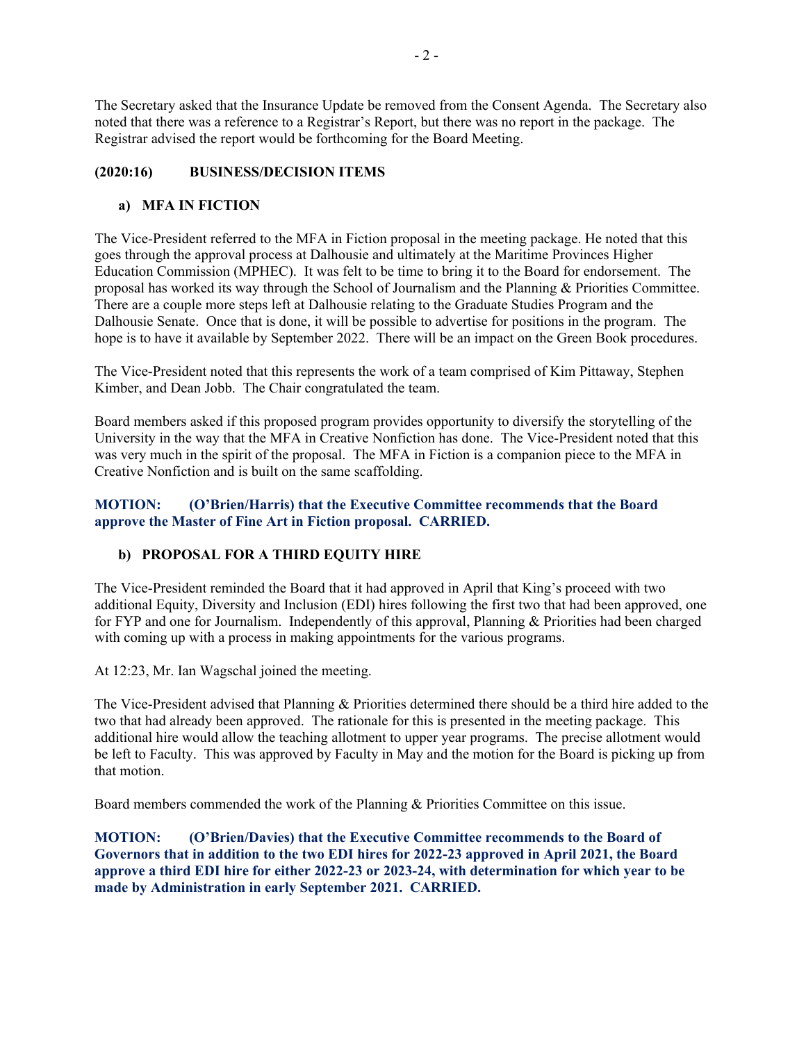The Secretary asked that the Insurance Update be removed from the Consent Agenda. The Secretary also noted that there was a reference to a Registrar's Report, but there was no report in the package. The Registrar advised the report would be forthcoming for the Board Meeting.

## (2020:16) BUSINESS/DECISION ITEMS

### a) MFA IN FICTION

The Vice-President referred to the MFA in Fiction proposal in the meeting package. He noted that this goes through the approval process at Dalhousie and ultimately at the Maritime Provinces Higher Education Commission (MPHEC). It was felt to be time to bring it to the Board for endorsement. The proposal has worked its way through the School of Journalism and the Planning & Priorities Committee. There are a couple more steps left at Dalhousie relating to the Graduate Studies Program and the Dalhousie Senate. Once that is done, it will be possible to advertise for positions in the program. The hope is to have it available by September 2022. There will be an impact on the Green Book procedures.

The Vice-President noted that this represents the work of a team comprised of Kim Pittaway, Stephen Kimber, and Dean Jobb. The Chair congratulated the team.

Board members asked if this proposed program provides opportunity to diversify the storytelling of the University in the way that the MFA in Creative Nonfiction has done. The Vice-President noted that this was very much in the spirit of the proposal. The MFA in Fiction is a companion piece to the MFA in Creative Nonfiction and is built on the same scaffolding.

**MOTION: (O'Brien/Harris) that the Executive Committee recommends that the Board approve the Master of Fine Art in Fiction proposal. CARRIED.**

### b) PROPOSAL FOR A THIRD EQUITY HIRE

The Vice-President reminded the Board that it had approved in April that King's proceed with two additional Equity, Diversity and Inclusion (EDI) hires following the first two that had been approved, one for FYP and one for Journalism. Independently of this approval, Planning & Priorities had been charged with coming up with a process in making appointments for the various programs.

At 12:23, Mr. Ian Wagschal joined the meeting.

The Vice-President advised that Planning & Priorities determined there should be a third hire added to the two that had already been approved. The rationale for this is presented in the meeting package. This additional hire would allow the teaching allotment to upper year programs. The precise allotment would be left to Faculty. This was approved by Faculty in May and the motion for the Board is picking up from that motion.

Board members commended the work of the Planning & Priorities Committee on this issue.

**MOTION: (O'Brien/Davies) that the Executive Committee recommends to the Board of Governors that in addition to the two EDI hires for 2022-23 approved in April 2021, the Board approve a third EDI hire for either 2022-23 or 2023-24, with determination for which year to be made by Administration in early September 2021. CARRIED.**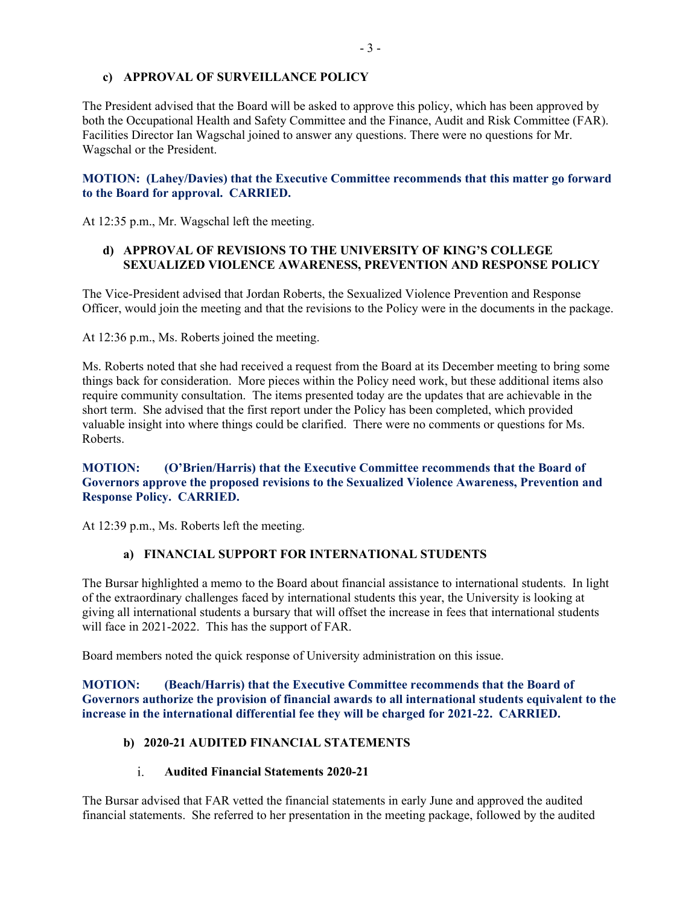### c) APPROVAL OF SURVEILLANCE POLICY

The President advised that the Board will be asked to approve this policy, which has been approved by both the Occupational Health and Safety Committee and the Finance, Audit and Risk Committee (FAR). Facilities Director Ian Wagschal joined to answer any questions. There were no questions for Mr. Wagschal or the President.

**MOTION: (Lahey/Davies) that the Executive Committee recommends that this matter go forward to the Board for approval. CARRIED.**

At 12:35 p.m., Mr. Wagschal left the meeting.

### d) APPROVAL OF REVISIONS TO THE UNIVERSITY OF KING'S COLLEGE SEXUALIZED VIOLENCE AWARENESS, PREVENTION AND RESPONSE POLICY

The Vice-President advised that Jordan Roberts, the Sexualized Violence Prevention and Response Officer, would join the meeting and that the revisions to the Policy were in the documents in the package.

At 12:36 p.m., Ms. Roberts joined the meeting.

Ms. Roberts noted that she had received a request from the Board at its December meeting to bring some things back for consideration. More pieces within the Policy need work, but these additional items also require community consultation. The items presented today are the updates that are achievable in the short term. She advised that the first report under the Policy has been completed, which provided valuable insight into where things could be clarified. There were no comments or questions for Ms. Roberts.

**MOTION: (O'Brien/Harris) that the Executive Committee recommends that the Board of Governors approve the proposed revisions to the Sexualized Violence Awareness, Prevention and Response Policy. CARRIED.**

At 12:39 p.m., Ms. Roberts left the meeting.

### a) FINANCIAL SUPPORT FOR INTERNATIONAL STUDENTS

The Bursar highlighted a memo to the Board about financial assistance to international students. In light of the extraordinary challenges faced by international students this year, the University is looking at giving all international students a bursary that will offset the increase in fees that international students will face in 2021-2022. This has the support of FAR.

Board members noted the quick response of University administration on this issue.

**MOTION: (Beach/Harris) that the Executive Committee recommends that the Board of Governors authorize the provision of financial awards to all international students equivalent to the increase in the international differential fee they will be charged for 2021-22. CARRIED.**

### b) 2020-21 AUDITED FINANCIAL STATEMENTS

#### i. Audited Financial Statements 2020-21

The Bursar advised that FAR vetted the financial statements in early June and approved the audited financial statements. She referred to her presentation in the meeting package, followed by the audited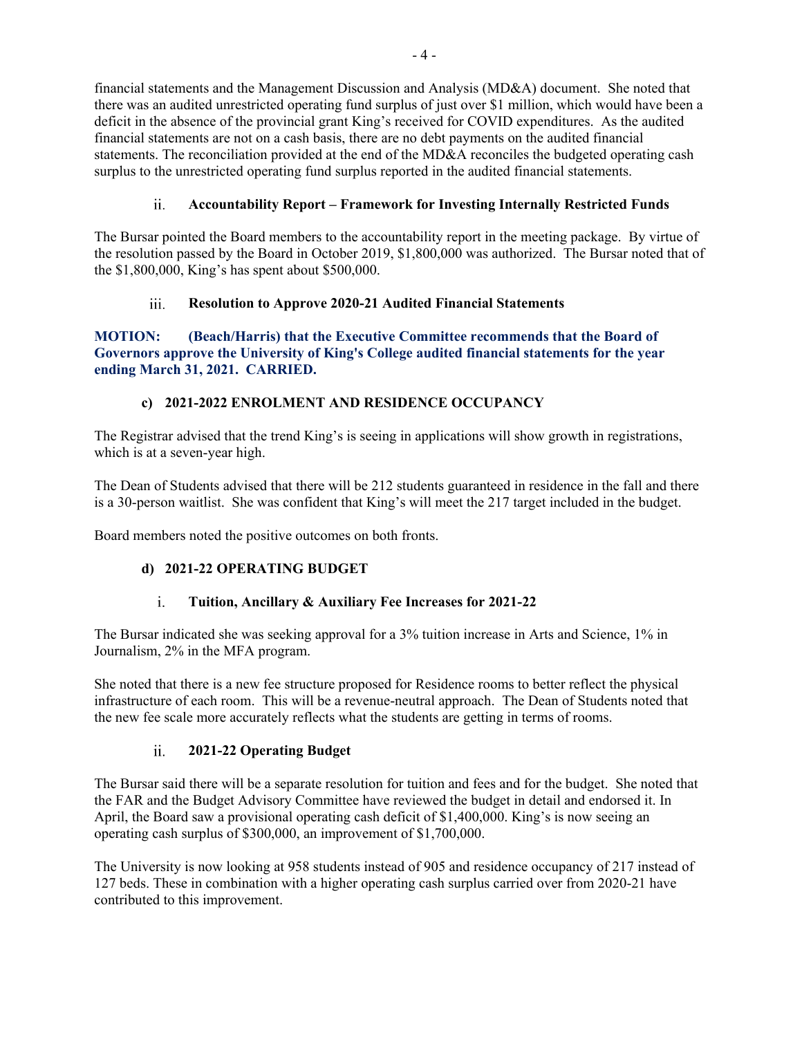financial statements and the Management Discussion and Analysis (MD&A) document. She noted that there was an audited unrestricted operating fund surplus of just over $1 million, which would have been a deficit in the absence of the provincial grant King's received for COVID expenditures. As the audited financial statements are not on a cash basis, there are no debt payments on the audited financial statements. The reconciliation provided at the end of the MD&A reconciles the budgeted operating cash surplus to the unrestricted operating fund surplus reported in the audited financial statements.

#### ii. Accountability Report – Framework for Investing Internally Restricted Funds

The Bursar pointed the Board members to the accountability report in the meeting package. By virtue of the resolution passed by the Board in October 2019, $1,800,000 was authorized. The Bursar noted that of the $1,800,000, King's has spent about $500,000.

#### iii. Resolution to Approve 2020-21 Audited Financial Statements

**MOTION: (Beach/Harris) that the Executive Committee recommends that the Board of Governors approve the University of King's College audited financial statements for the year ending March 31, 2021. CARRIED.**

### c) 2021-2022 ENROLMENT AND RESIDENCE OCCUPANCY

The Registrar advised that the trend King's is seeing in applications will show growth in registrations, which is at a seven-year high.

The Dean of Students advised that there will be 212 students guaranteed in residence in the fall and there is a 30-person waitlist. She was confident that King's will meet the 217 target included in the budget.

Board members noted the positive outcomes on both fronts.

### d) 2021-22 OPERATING BUDGET

#### i. Tuition, Ancillary & Auxiliary Fee Increases for 2021-22

The Bursar indicated she was seeking approval for a 3% tuition increase in Arts and Science, 1% in Journalism, 2% in the MFA program.

She noted that there is a new fee structure proposed for Residence rooms to better reflect the physical infrastructure of each room. This will be a revenue-neutral approach. The Dean of Students noted that the new fee scale more accurately reflects what the students are getting in terms of rooms.

#### ii. 2021-22 Operating Budget

The Bursar said there will be a separate resolution for tuition and fees and for the budget. She noted that the FAR and the Budget Advisory Committee have reviewed the budget in detail and endorsed it. In April, the Board saw a provisional operating cash deficit of $1,400,000. King's is now seeing an operating cash surplus of $300,000, an improvement of $1,700,000.

The University is now looking at 958 students instead of 905 and residence occupancy of 217 instead of 127 beds. These in combination with a higher operating cash surplus carried over from 2020-21 have contributed to this improvement.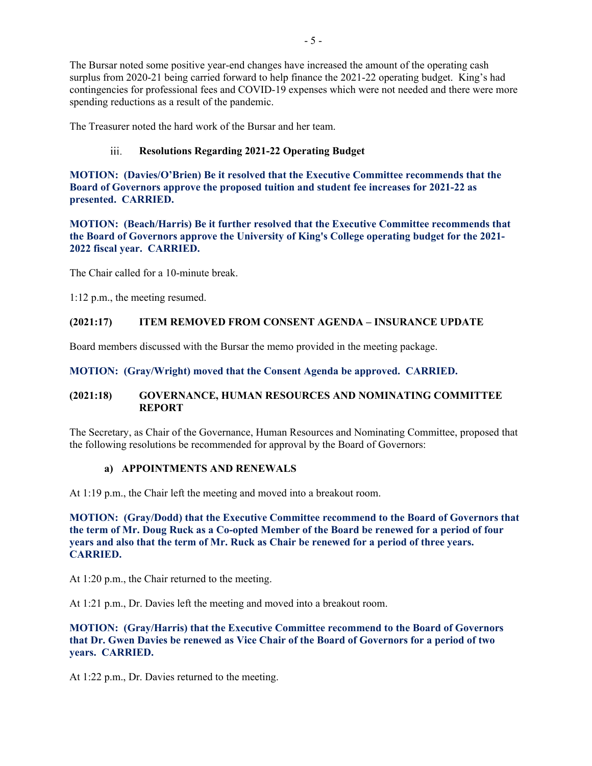The Bursar noted some positive year-end changes have increased the amount of the operating cash surplus from 2020-21 being carried forward to help finance the 2021-22 operating budget. King's had contingencies for professional fees and COVID-19 expenses which were not needed and there were more spending reductions as a result of the pandemic.

The Treasurer noted the hard work of the Bursar and her team.

iii. **Resolutions Regarding 2021-22 Operating Budget**

**MOTION: (Davies/O'Brien) Be it resolved that the Executive Committee recommends that the Board of Governors approve the proposed tuition and student fee increases for 2021-22 as presented. CARRIED.**

**MOTION: (Beach/Harris) Be it further resolved that the Executive Committee recommends that the Board of Governors approve the University of King's College operating budget for the 2021-2022 fiscal year. CARRIED.**

The Chair called for a 10-minute break.

1:12 p.m., the meeting resumed.

## (2021:17) ITEM REMOVED FROM CONSENT AGENDA – INSURANCE UPDATE

Board members discussed with the Bursar the memo provided in the meeting package.

**MOTION: (Gray/Wright) moved that the Consent Agenda be approved. CARRIED.**

## (2021:18) GOVERNANCE, HUMAN RESOURCES AND NOMINATING COMMITTEE REPORT

The Secretary, as Chair of the Governance, Human Resources and Nominating Committee, proposed that the following resolutions be recommended for approval by the Board of Governors:

### a) APPOINTMENTS AND RENEWALS

At 1:19 p.m., the Chair left the meeting and moved into a breakout room.

**MOTION: (Gray/Dodd) that the Executive Committee recommend to the Board of Governors that the term of Mr. Doug Ruck as a Co-opted Member of the Board be renewed for a period of four years and also that the term of Mr. Ruck as Chair be renewed for a period of three years. CARRIED.**

At 1:20 p.m., the Chair returned to the meeting.

At 1:21 p.m., Dr. Davies left the meeting and moved into a breakout room.

**MOTION: (Gray/Harris) that the Executive Committee recommend to the Board of Governors that Dr. Gwen Davies be renewed as Vice Chair of the Board of Governors for a period of two years. CARRIED.**

At 1:22 p.m., Dr. Davies returned to the meeting.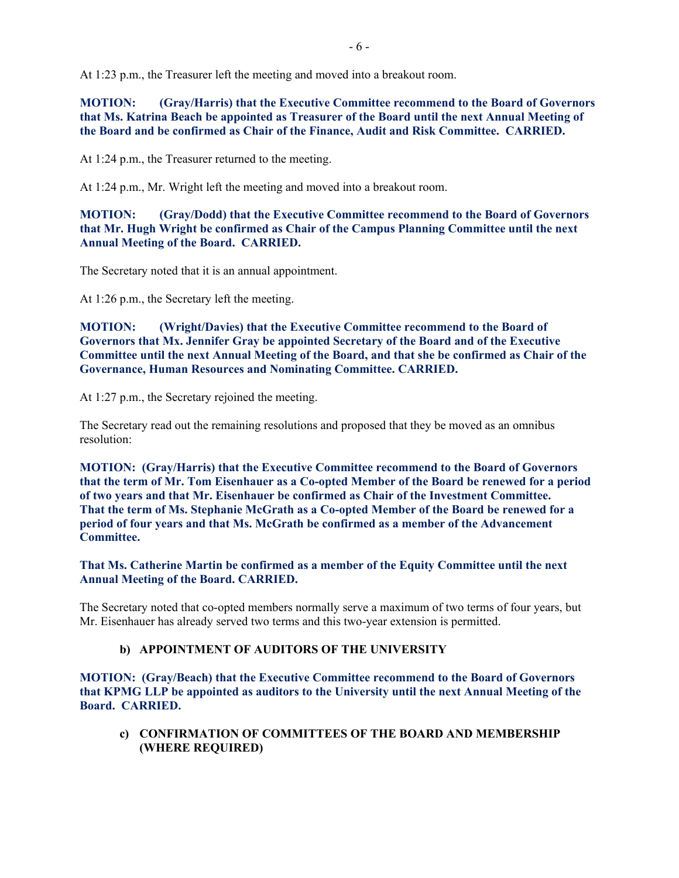At 1:23 p.m., the Treasurer left the meeting and moved into a breakout room.

**MOTION: (Gray/Harris) that the Executive Committee recommend to the Board of Governors that Ms. Katrina Beach be appointed as Treasurer of the Board until the next Annual Meeting of the Board and be confirmed as Chair of the Finance, Audit and Risk Committee. CARRIED.**

At 1:24 p.m., the Treasurer returned to the meeting.

At 1:24 p.m., Mr. Wright left the meeting and moved into a breakout room.

**MOTION: (Gray/Dodd) that the Executive Committee recommend to the Board of Governors that Mr. Hugh Wright be confirmed as Chair of the Campus Planning Committee until the next Annual Meeting of the Board. CARRIED.**

The Secretary noted that it is an annual appointment.

At 1:26 p.m., the Secretary left the meeting.

**MOTION: (Wright/Davies) that the Executive Committee recommend to the Board of Governors that Mx. Jennifer Gray be appointed Secretary of the Board and of the Executive Committee until the next Annual Meeting of the Board, and that she be confirmed as Chair of the Governance, Human Resources and Nominating Committee. CARRIED.**

At 1:27 p.m., the Secretary rejoined the meeting.

The Secretary read out the remaining resolutions and proposed that they be moved as an omnibus resolution:

**MOTION: (Gray/Harris) that the Executive Committee recommend to the Board of Governors that the term of Mr. Tom Eisenhauer as a Co-opted Member of the Board be renewed for a period of two years and that Mr. Eisenhauer be confirmed as Chair of the Investment Committee. That the term of Ms. Stephanie McGrath as a Co-opted Member of the Board be renewed for a period of four years and that Ms. McGrath be confirmed as a member of the Advancement Committee.**

**That Ms. Catherine Martin be confirmed as a member of the Equity Committee until the next Annual Meeting of the Board. CARRIED.**

The Secretary noted that co-opted members normally serve a maximum of two terms of four years, but Mr. Eisenhauer has already served two terms and this two-year extension is permitted.

**b) APPOINTMENT OF AUDITORS OF THE UNIVERSITY**

**MOTION: (Gray/Beach) that the Executive Committee recommend to the Board of Governors that KPMG LLP be appointed as auditors to the University until the next Annual Meeting of the Board. CARRIED.**

**c) CONFIRMATION OF COMMITTEES OF THE BOARD AND MEMBERSHIP (WHERE REQUIRED)**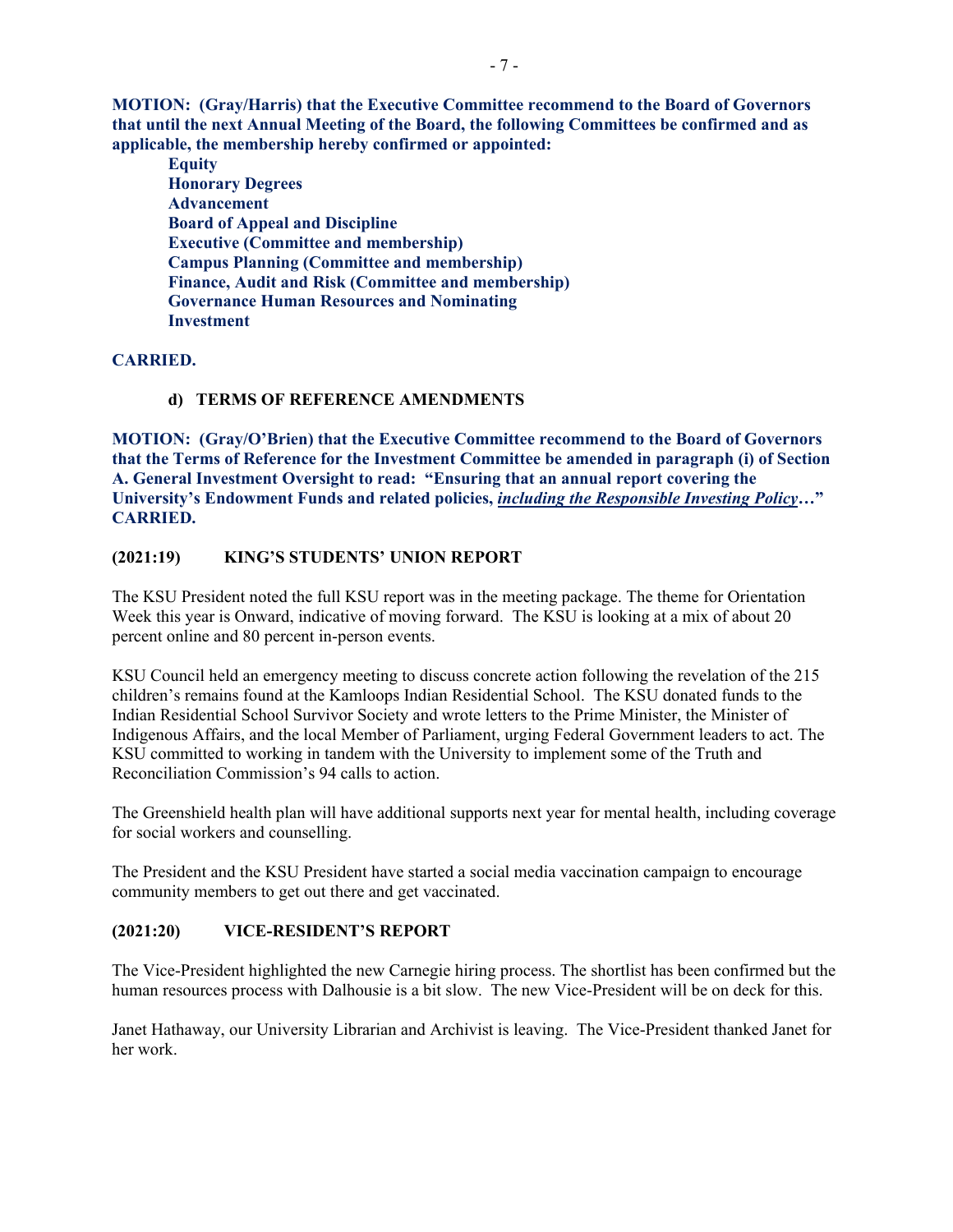**MOTION: (Gray/Harris) that the Executive Committee recommend to the Board of Governors that until the next Annual Meeting of the Board, the following Committees be confirmed and as applicable, the membership hereby confirmed or appointed:**

- **Equity**
- **Honorary Degrees**
- **Advancement**
- **Board of Appeal and Discipline**
- **Executive (Committee and membership)**
- **Campus Planning (Committee and membership)**
- **Finance, Audit and Risk (Committee and membership)**
- **Governance Human Resources and Nominating**
- **Investment**

**CARRIED.**

**d) TERMS OF REFERENCE AMENDMENTS**

**MOTION: (Gray/O'Brien) that the Executive Committee recommend to the Board of Governors that the Terms of Reference for the Investment Committee be amended in paragraph (i) of Section A. General Investment Oversight to read: "Ensuring that an annual report covering the University's Endowment Funds and related policies, <u>*including the Responsible Investing Policy*</u>…" CARRIED.**

**(2021:19) KING'S STUDENTS' UNION REPORT**

The KSU President noted the full KSU report was in the meeting package. The theme for Orientation Week this year is Onward, indicative of moving forward. The KSU is looking at a mix of about 20 percent online and 80 percent in-person events.

KSU Council held an emergency meeting to discuss concrete action following the revelation of the 215 children's remains found at the Kamloops Indian Residential School. The KSU donated funds to the Indian Residential School Survivor Society and wrote letters to the Prime Minister, the Minister of Indigenous Affairs, and the local Member of Parliament, urging Federal Government leaders to act. The KSU committed to working in tandem with the University to implement some of the Truth and Reconciliation Commission's 94 calls to action.

The Greenshield health plan will have additional supports next year for mental health, including coverage for social workers and counselling.

The President and the KSU President have started a social media vaccination campaign to encourage community members to get out there and get vaccinated.

**(2021:20) VICE-RESIDENT'S REPORT**

The Vice-President highlighted the new Carnegie hiring process. The shortlist has been confirmed but the human resources process with Dalhousie is a bit slow. The new Vice-President will be on deck for this.

Janet Hathaway, our University Librarian and Archivist is leaving. The Vice-President thanked Janet for her work.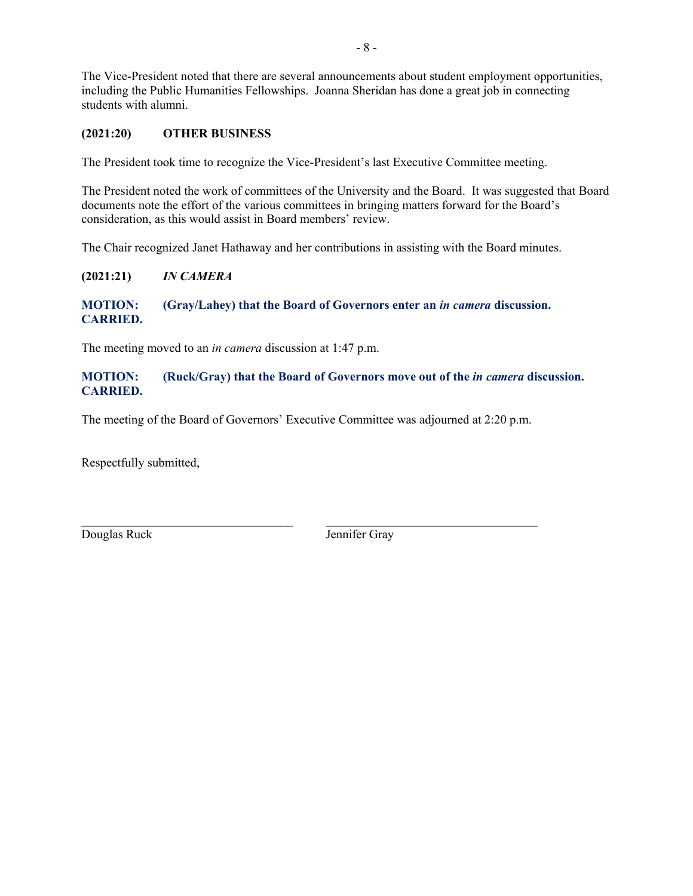The Vice-President noted that there are several announcements about student employment opportunities, including the Public Humanities Fellowships. Joanna Sheridan has done a great job in connecting students with alumni.

**(2021:20) OTHER BUSINESS**

The President took time to recognize the Vice-President's last Executive Committee meeting.

The President noted the work of committees of the University and the Board. It was suggested that Board documents note the effort of the various committees in bringing matters forward for the Board's consideration, as this would assist in Board members' review.

The Chair recognized Janet Hathaway and her contributions in assisting with the Board minutes.

**(2021:21) *IN CAMERA***

**MOTION: (Gray/Lahey) that the Board of Governors enter an *in camera* discussion.**
**CARRIED.**

The meeting moved to an *in camera* discussion at 1:47 p.m.

**MOTION: (Ruck/Gray) that the Board of Governors move out of the *in camera* discussion.**
**CARRIED.**

The meeting of the Board of Governors' Executive Committee was adjourned at 2:20 p.m.

Respectfully submitted,

\_\_\_\_\_\_\_\_\_\_\_\_\_\_\_\_\_\_\_\_\_\_\_\_\_\_\_\_\_\_\_\_\_\_\_
Douglas Ruck

\_\_\_\_\_\_\_\_\_\_\_\_\_\_\_\_\_\_\_\_\_\_\_\_\_\_\_\_\_\_\_\_\_\_\_
Jennifer Gray